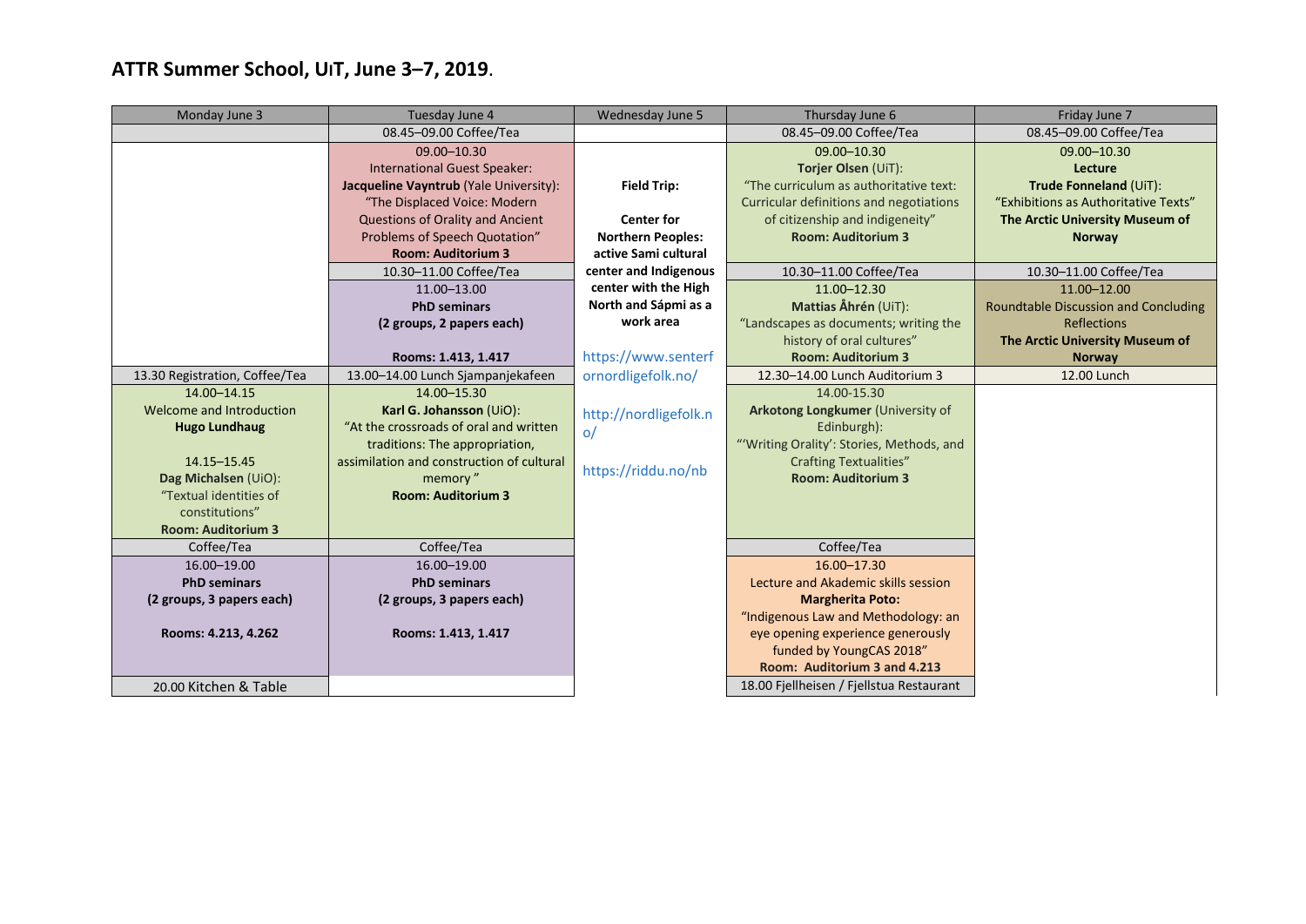# ATTR Summer School, UIT, June 3–7, 2019.

| Monday June 3 | Tuesday June 4 | Wednesday June 5 | Thursday June 6 | Friday June 7 |
|---|---|---|---|---|
| | 08.45–09.00 Coffee/Tea | | 08.45–09.00 Coffee/Tea | 08.45–09.00 Coffee/Tea |
| | 09.00–10.30<br>International Guest Speaker:<br>**Jacqueline Vayntrub** (Yale University):<br>"The Displaced Voice: Modern Questions of Orality and Ancient Problems of Speech Quotation"<br>**Room: Auditorium 3** | **Field Trip:**<br><br>**Center for Northern Peoples: active Sami cultural center and Indigenous center with the High North and Sápmi as a work area**<br><br>https://www.senterfornordligefolk.no/<br><br>http://nordligefolk.no/<br><br>https://riddu.no/nb | 09.00–10.30<br>**Torjer Olsen** (UiT):<br>"The curriculum as authoritative text: Curricular definitions and negotiations of citizenship and indigeneity"<br>**Room: Auditorium 3** | 09.00–10.30<br>**Lecture**<br>**Trude Fonneland** (UiT):<br>"Exhibitions as Authoritative Texts"<br>**The Arctic University Museum of Norway** |
| | 10.30–11.00 Coffee/Tea | | 10.30–11.00 Coffee/Tea | 10.30–11.00 Coffee/Tea |
| | 11.00–13.00<br>**PhD seminars**<br>**(2 groups, 2 papers each)**<br><br>**Rooms: 1.413, 1.417** | | 11.00–12.30<br>**Mattias Åhrén** (UiT):<br>"Landscapes as documents; writing the history of oral cultures"<br>**Room: Auditorium 3** | 11.00–12.00<br>Roundtable Discussion and Concluding Reflections<br>**The Arctic University Museum of Norway** |
| 13.30 Registration, Coffee/Tea | 13.00–14.00 Lunch Sjampanjekafeen | | 12.30–14.00 Lunch Auditorium 3 | 12.00 Lunch |
| 14.00–14.15<br>Welcome and Introduction<br>**Hugo Lundhaug**<br><br>14.15–15.45<br>**Dag Michalsen** (UiO):<br>"Textual identities of constitutions"<br>**Room: Auditorium 3** | 14.00–15.30<br>**Karl G. Johansson** (UiO):<br>"At the crossroads of oral and written traditions: The appropriation, assimilation and construction of cultural memory "<br>**Room: Auditorium 3** | | 14.00-15.30<br>**Arkotong Longkumer** (University of Edinburgh):<br>"'Writing Orality': Stories, Methods, and Crafting Textualities"<br>**Room: Auditorium 3** | |
| Coffee/Tea | Coffee/Tea | | Coffee/Tea | |
| 16.00–19.00<br>**PhD seminars**<br>**(2 groups, 3 papers each)**<br><br>**Rooms: 4.213, 4.262** | 16.00–19.00<br>**PhD seminars**<br>**(2 groups, 3 papers each)**<br><br>**Rooms: 1.413, 1.417** | | 16.00–17.30<br>Lecture and Akademic skills session<br>**Margherita Poto:**<br>"Indigenous Law and Methodology: an eye opening experience generously funded by YoungCAS 2018"<br>**Room: Auditorium 3 and 4.213** | |
| 20.00 Kitchen & Table | | | 18.00 Fjellheisen / Fjellstua Restaurant | |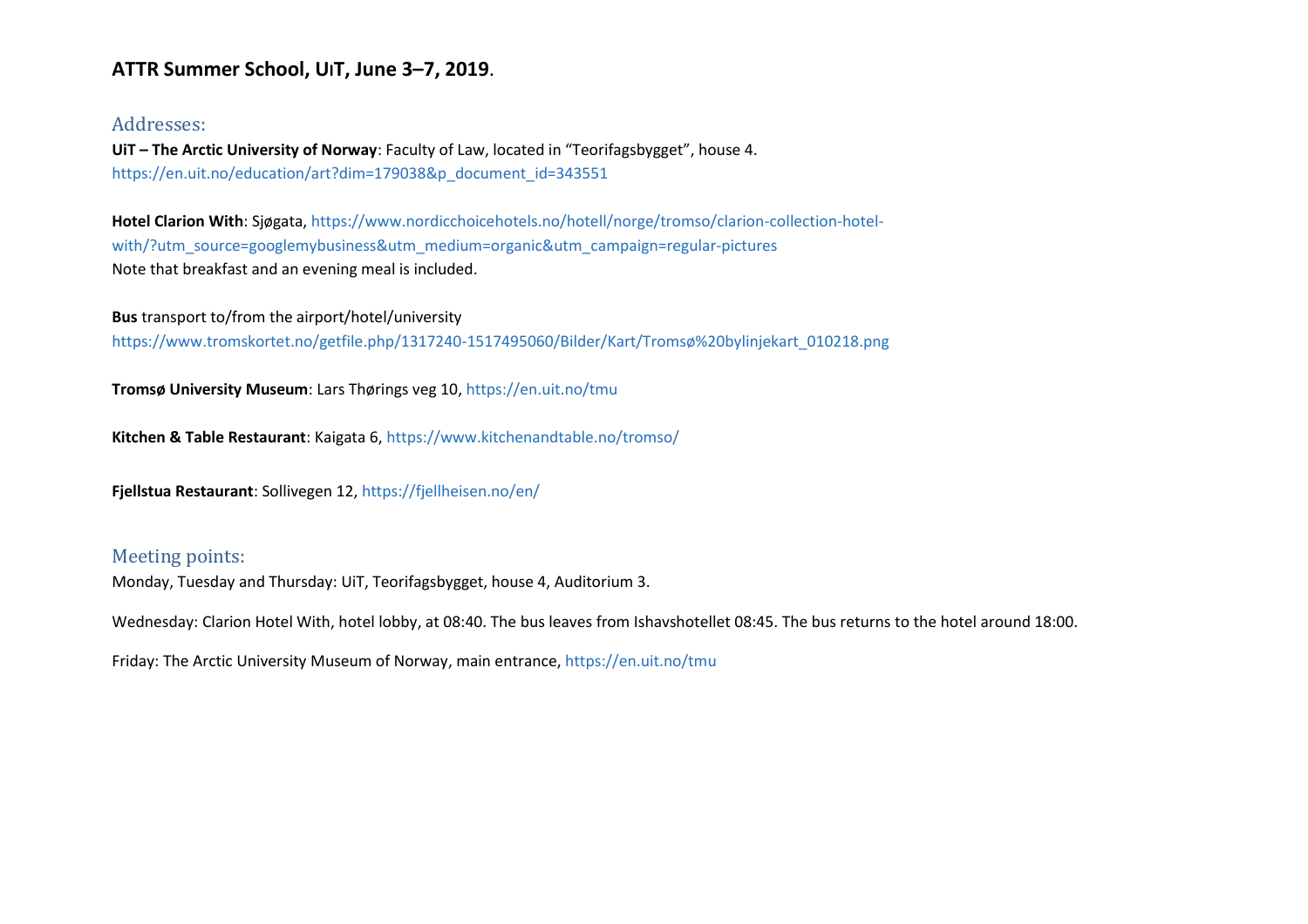**ATTR Summer School, UiT, June 3–7, 2019**.

## Addresses:

**UiT – The Arctic University of Norway**: Faculty of Law, located in "Teorifagsbygget", house 4.
https://en.uit.no/education/art?dim=179038&p_document_id=343551

**Hotel Clarion With**: Sjøgata, https://www.nordicchoicehotels.no/hotell/norge/tromso/clarion-collection-hotel-with/?utm_source=googlemybusiness&utm_medium=organic&utm_campaign=regular-pictures
Note that breakfast and an evening meal is included.

**Bus** transport to/from the airport/hotel/university
https://www.tromskortet.no/getfile.php/1317240-1517495060/Bilder/Kart/Tromsø%20bylinjekart_010218.png

**Tromsø University Museum**: Lars Thørings veg 10, https://en.uit.no/tmu

**Kitchen & Table Restaurant**: Kaigata 6, https://www.kitchenandtable.no/tromso/

**Fjellstua Restaurant**: Sollivegen 12, https://fjellheisen.no/en/

## Meeting points:

Monday, Tuesday and Thursday: UiT, Teorifagsbygget, house 4, Auditorium 3.

Wednesday: Clarion Hotel With, hotel lobby, at 08:40. The bus leaves from Ishavshotellet 08:45. The bus returns to the hotel around 18:00.

Friday: The Arctic University Museum of Norway, main entrance, https://en.uit.no/tmu